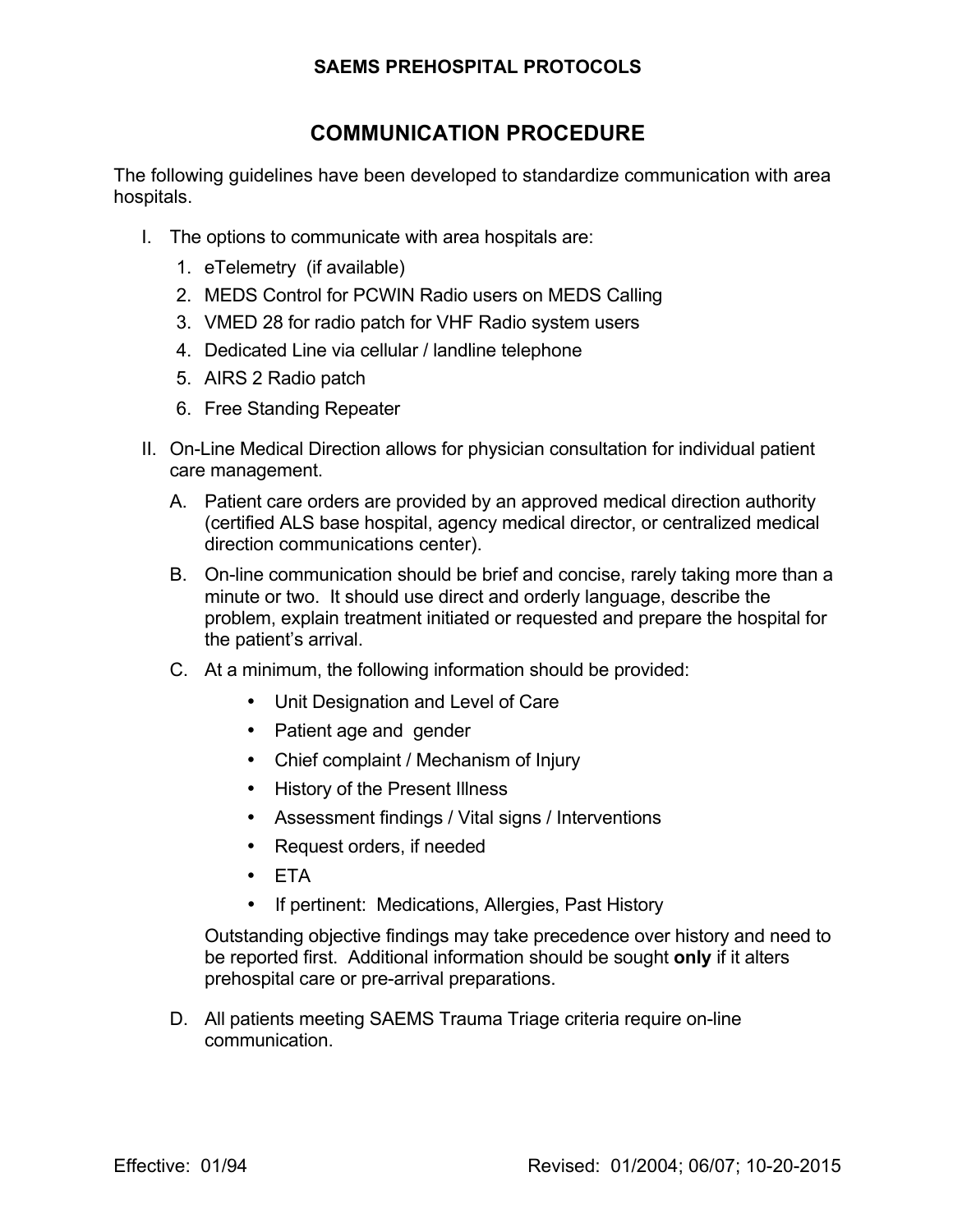# SAEMS PREHOSPITAL PROTOCOLS

## COMMUNICATION PROCEDURE

The following guidelines have been developed to standardize communication with area hospitals.

I. The options to communicate with area hospitals are:

   1. eTelemetry (if available)
   2. MEDS Control for PCWIN Radio users on MEDS Calling
   3. VMED 28 for radio patch for VHF Radio system users
   4. Dedicated Line via cellular / landline telephone
   5. AIRS 2 Radio patch
   6. Free Standing Repeater

II. On-Line Medical Direction allows for physician consultation for individual patient care management.

   A. Patient care orders are provided by an approved medical direction authority (certified ALS base hospital, agency medical director, or centralized medical direction communications center).

   B. On-line communication should be brief and concise, rarely taking more than a minute or two. It should use direct and orderly language, describe the problem, explain treatment initiated or requested and prepare the hospital for the patient's arrival.

   C. At a minimum, the following information should be provided:

      - Unit Designation and Level of Care
      - Patient age and gender
      - Chief complaint / Mechanism of Injury
      - History of the Present Illness
      - Assessment findings / Vital signs / Interventions
      - Request orders, if needed
      - ETA
      - If pertinent: Medications, Allergies, Past History

      Outstanding objective findings may take precedence over history and need to be reported first. Additional information should be sought **only** if it alters prehospital care or pre-arrival preparations.

   D. All patients meeting SAEMS Trauma Triage criteria require on-line communication.

Effective: 01/94 Revised: 01/2004; 06/07; 10-20-2015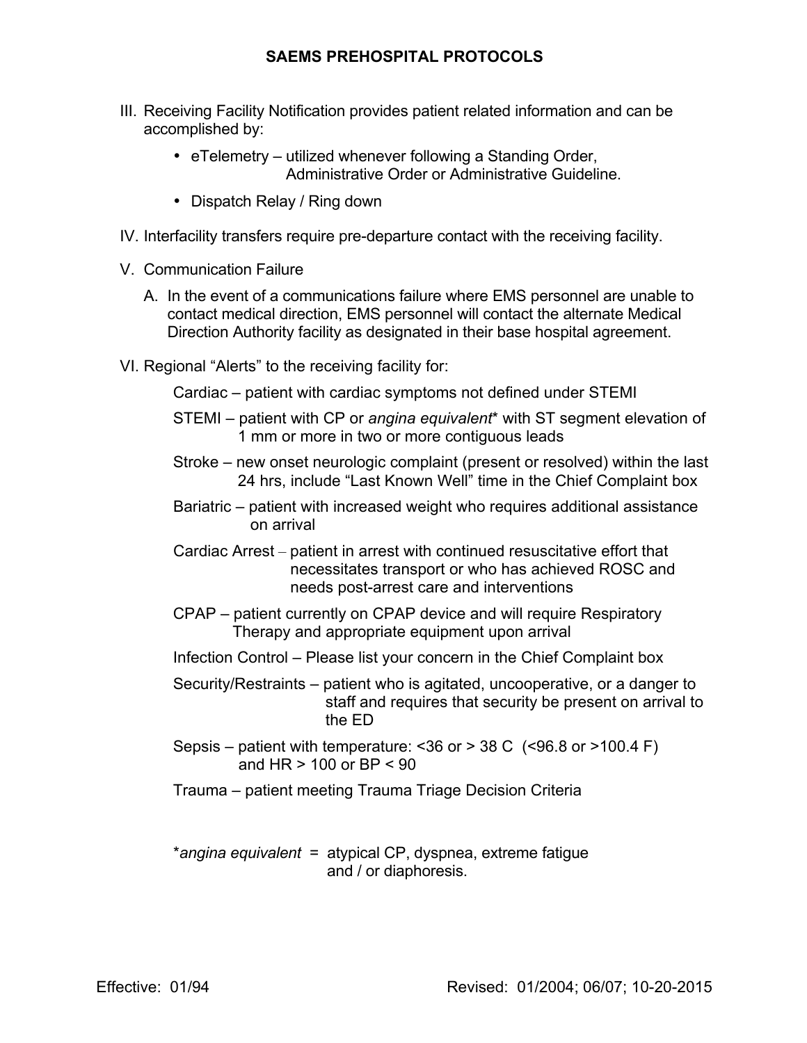III. Receiving Facility Notification provides patient related information and can be accomplished by:

- eTelemetry – utilized whenever following a Standing Order, Administrative Order or Administrative Guideline.
- Dispatch Relay / Ring down

IV. Interfacility transfers require pre-departure contact with the receiving facility.

V. Communication Failure

A. In the event of a communications failure where EMS personnel are unable to contact medical direction, EMS personnel will contact the alternate Medical Direction Authority facility as designated in their base hospital agreement.

VI. Regional "Alerts" to the receiving facility for:

Cardiac – patient with cardiac symptoms not defined under STEMI

STEMI – patient with CP or *angina equivalent** with ST segment elevation of 1 mm or more in two or more contiguous leads

Stroke – new onset neurologic complaint (present or resolved) within the last 24 hrs, include "Last Known Well" time in the Chief Complaint box

Bariatric – patient with increased weight who requires additional assistance on arrival

Cardiac Arrest – patient in arrest with continued resuscitative effort that necessitates transport or who has achieved ROSC and needs post-arrest care and interventions

CPAP – patient currently on CPAP device and will require Respiratory Therapy and appropriate equipment upon arrival

Infection Control – Please list your concern in the Chief Complaint box

Security/Restraints – patient who is agitated, uncooperative, or a danger to staff and requires that security be present on arrival to the ED

Sepsis – patient with temperature: <36 or > 38 C (<96.8 or >100.4 F) and HR > 100 or BP < 90

Trauma – patient meeting Trauma Triage Decision Criteria

**angina equivalent* = atypical CP, dyspnea, extreme fatigue and / or diaphoresis.

Effective: 01/94 Revised: 01/2004; 06/07; 10-20-2015